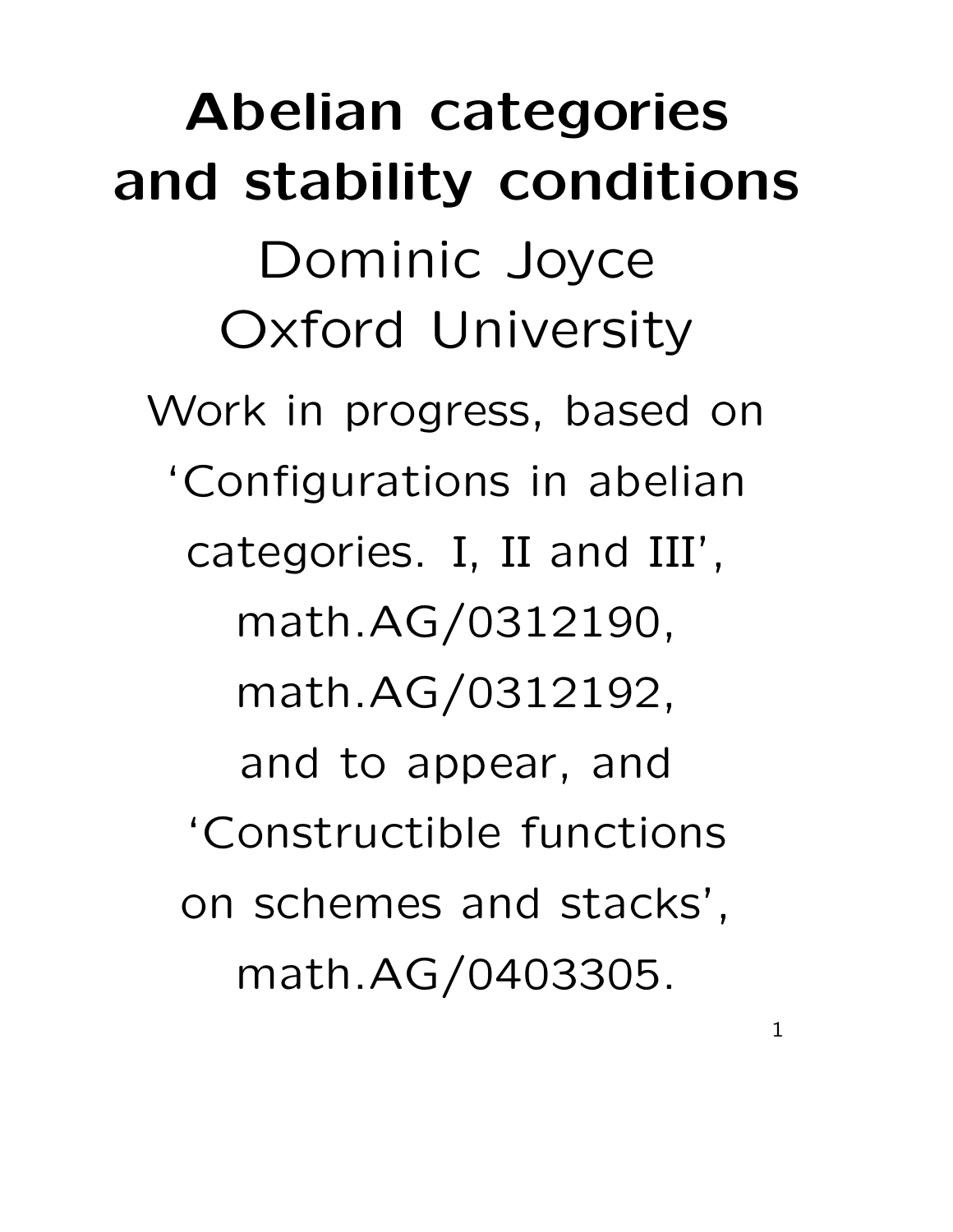# Abelian categories and stability conditions

Dominic Joyce

Oxford University

Work in progress, based on 'Configurations in abelian categories. I, II and III', math.AG/0312190, math.AG/0312192, and to appear, and 'Constructible functions on schemes and stacks', math.AG/0403305.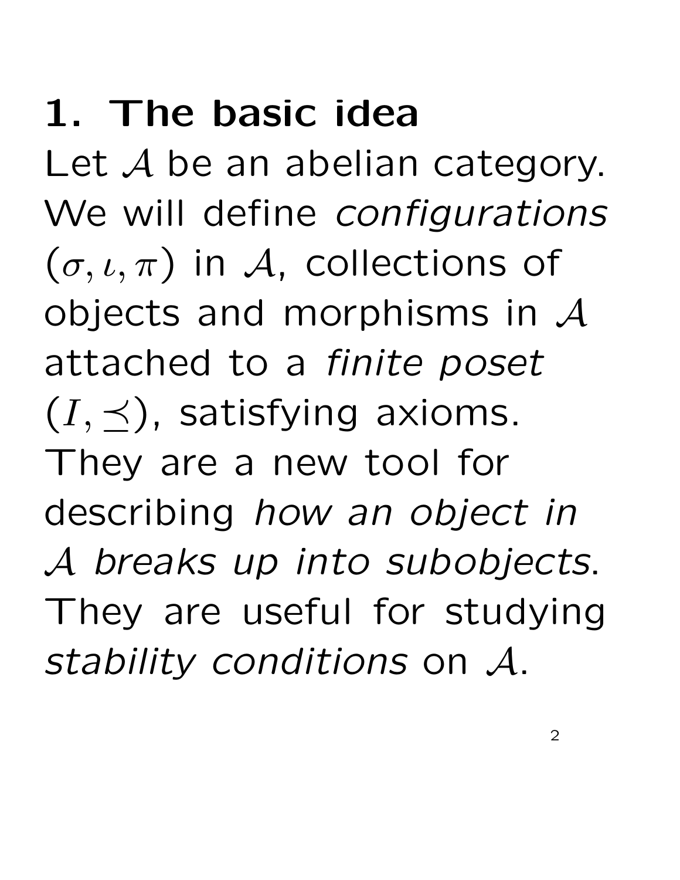# 1. The basic idea

Let $\mathcal{A}$ be an abelian category. We will define *configurations* $(\sigma, \iota, \pi)$ in $\mathcal{A}$, collections of objects and morphisms in $\mathcal{A}$ attached to a *finite poset* $(I, \preceq)$, satisfying axioms. They are a new tool for describing *how an object in $\mathcal{A}$ breaks up into subobjects*. They are useful for studying *stability conditions* on $\mathcal{A}$.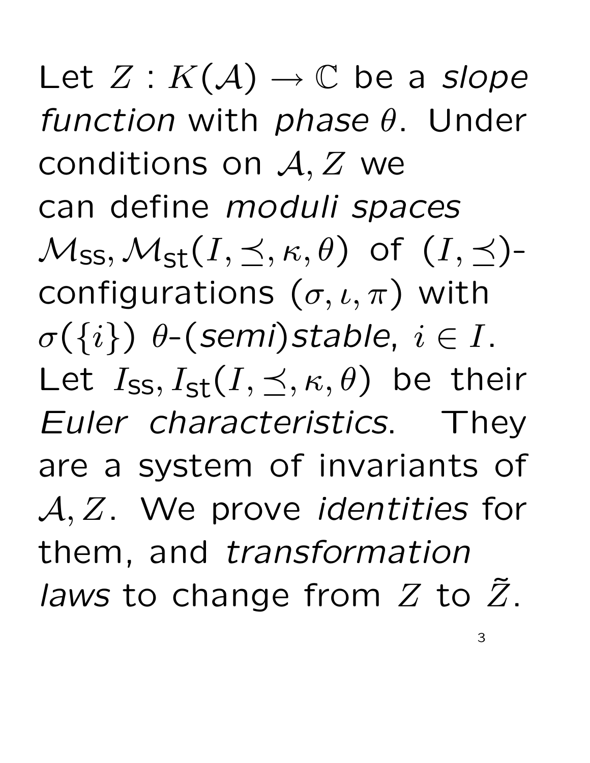Let $Z : K(\mathcal{A}) \to \mathbb{C}$ be a *slope function* with *phase* $\theta$. Under conditions on $\mathcal{A}, Z$ we can define *moduli spaces* $\mathcal{M}_{\mathrm{ss}}, \mathcal{M}_{\mathrm{st}}(I, \preceq, \kappa, \theta)$ of $(I, \preceq)$-configurations $(\sigma, \iota, \pi)$ with $\sigma(\{i\})$ $\theta$-*(semi)stable*, $i \in I$. Let $I_{\mathrm{ss}}, I_{\mathrm{st}}(I, \preceq, \kappa, \theta)$ be their *Euler characteristics*. They are a system of invariants of $\mathcal{A}, Z$. We prove *identities* for them, and *transformation laws* to change from $Z$ to $\tilde{Z}$.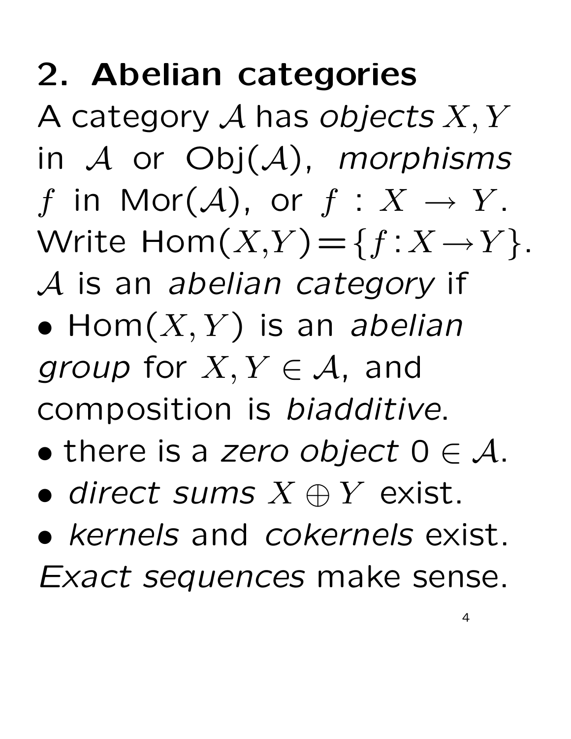## 2. Abelian categories

A category $\mathcal{A}$ has *objects* $X, Y$ in $\mathcal{A}$ or Obj($\mathcal{A}$), *morphisms* $f$ in Mor($\mathcal{A}$), or $f : X \to Y$. Write Hom($X$,$Y$)$=\{f : X \to Y\}$.

$\mathcal{A}$ is an *abelian category* if

- Hom($X, Y$) is an *abelian group* for $X, Y \in \mathcal{A}$, and composition is *biadditive*.
- there is a *zero object* $0 \in \mathcal{A}$.
- *direct sums* $X \oplus Y$ exist.
- *kernels* and *cokernels* exist.

*Exact sequences* make sense.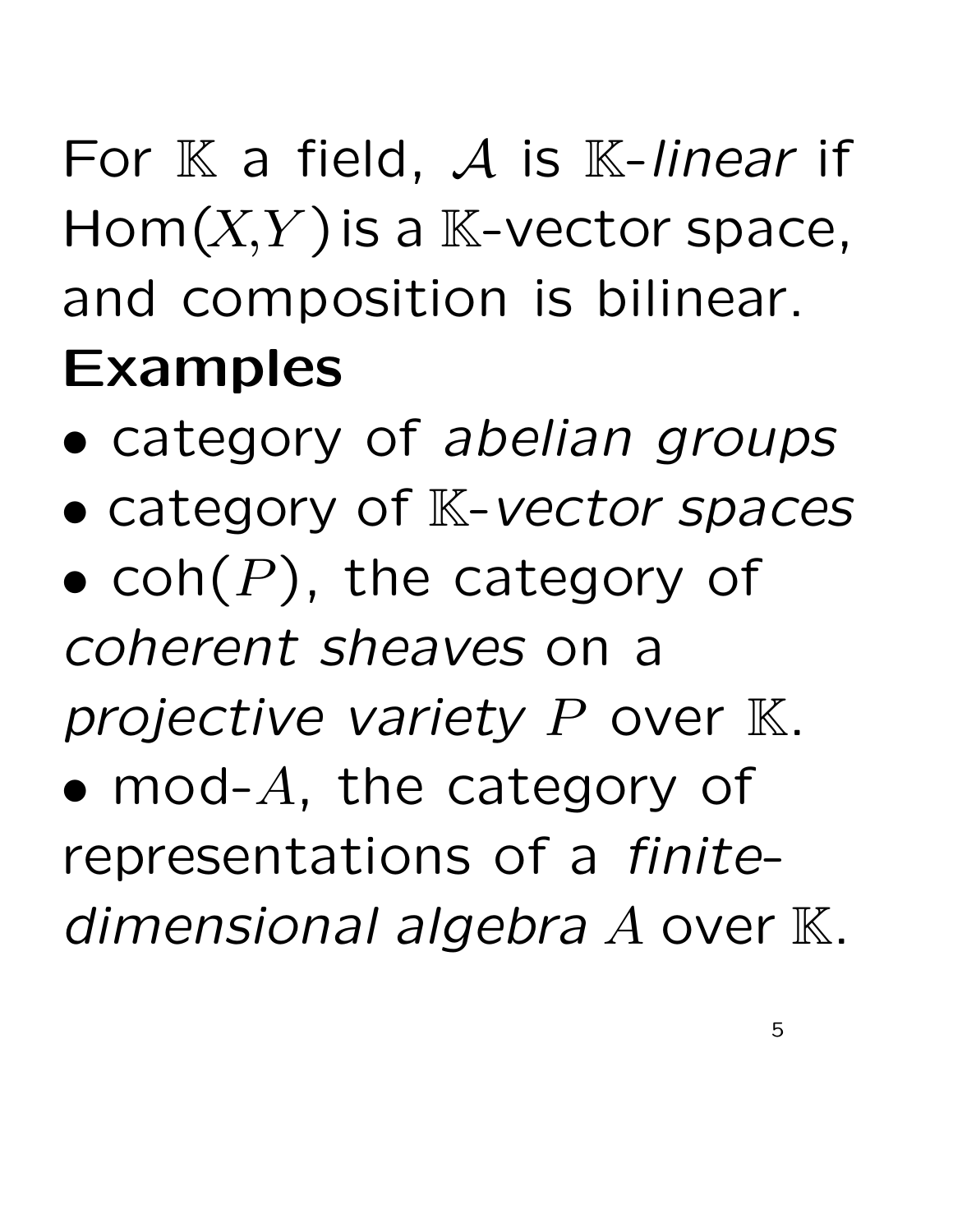For $\mathbb{K}$ a field, $\mathcal{A}$ is $\mathbb{K}$-*linear* if Hom$(X,Y)$ is a $\mathbb{K}$-vector space, and composition is bilinear.

**Examples**

- category of *abelian groups*
- category of $\mathbb{K}$-*vector spaces*
- coh$(P)$, the category of *coherent sheaves* on a *projective variety* $P$ over $\mathbb{K}$.
- mod-$A$, the category of representations of a *finite-dimensional algebra* $A$ over $\mathbb{K}$.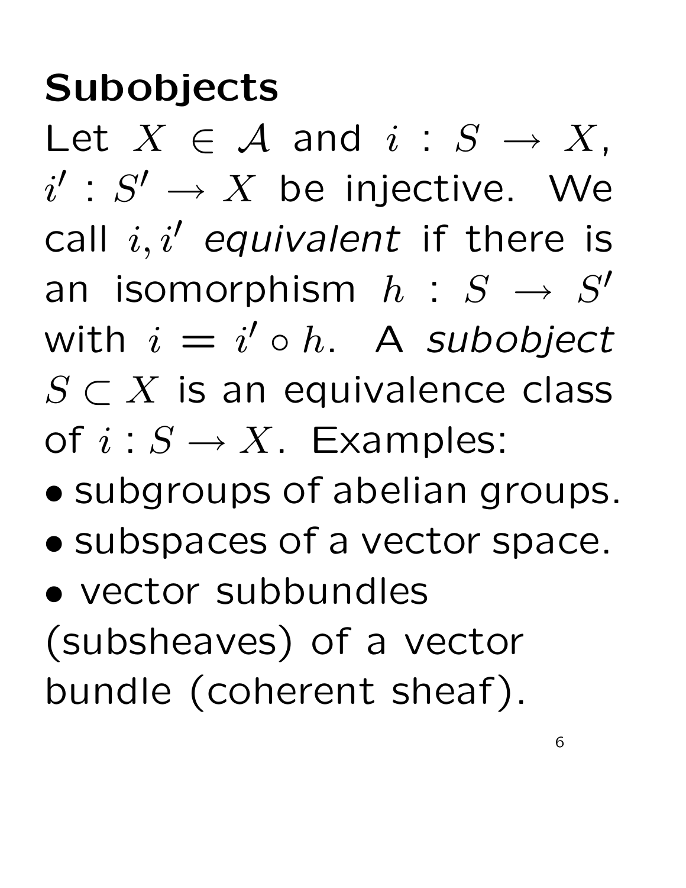# Subobjects

Let $X \in \mathcal{A}$ and $i : S \to X$, $i' : S' \to X$ be injective. We call $i, i'$ *equivalent* if there is an isomorphism $h : S \to S'$ with $i = i' \circ h$. A *subobject* $S \subset X$ is an equivalence class of $i : S \to X$. Examples:

- subgroups of abelian groups.
- subspaces of a vector space.
- vector subbundles (subsheaves) of a vector bundle (coherent sheaf).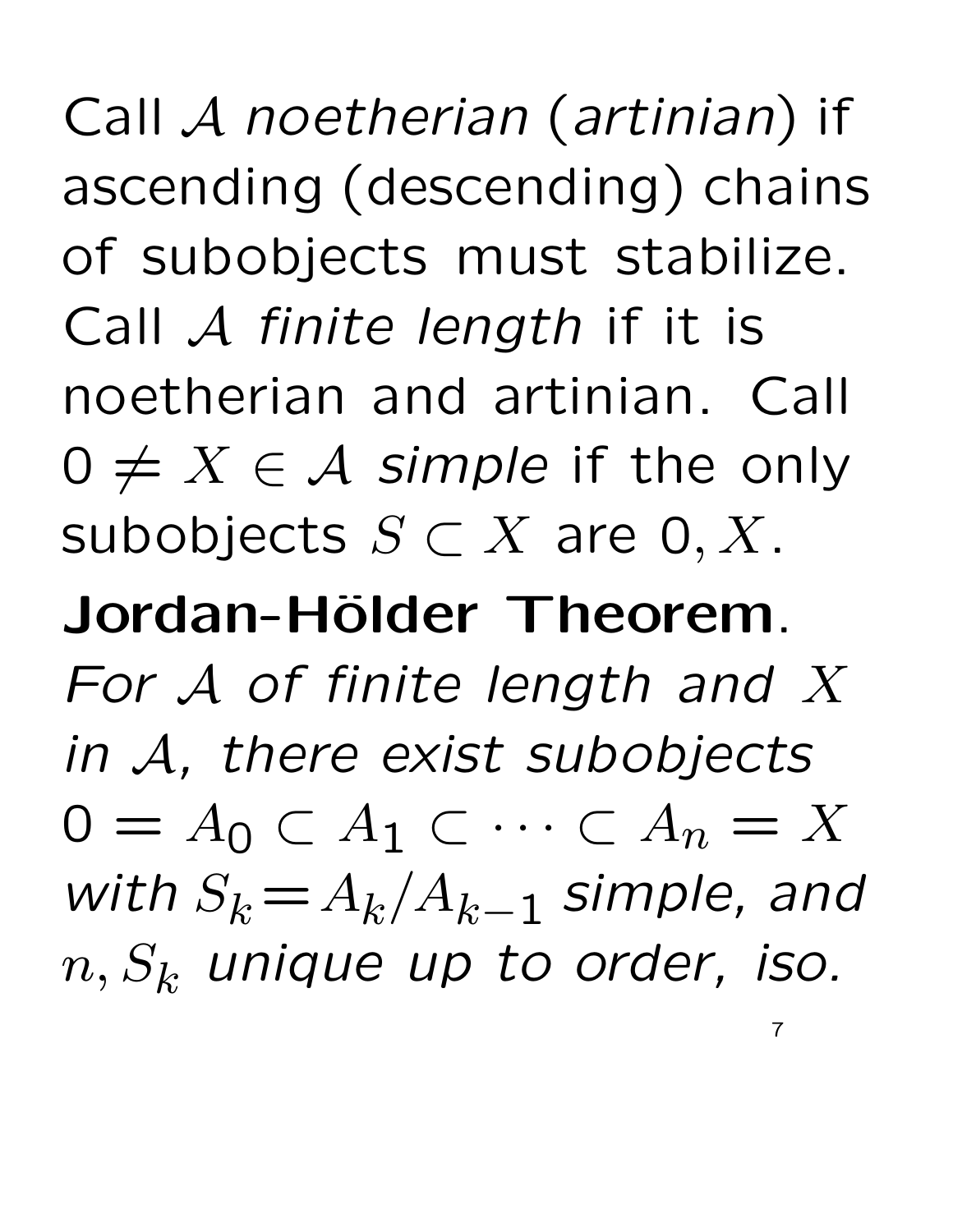Call $\mathcal{A}$ *noetherian* (*artinian*) if ascending (descending) chains of subobjects must stabilize. Call $\mathcal{A}$ *finite length* if it is noetherian and artinian. Call $0 \neq X \in \mathcal{A}$ *simple* if the only subobjects $S \subset X$ are $0, X$.

**Jordan-Hölder Theorem**. *For $\mathcal{A}$ of finite length and $X$ in $\mathcal{A}$, there exist subobjects $0 = A_0 \subset A_1 \subset \cdots \subset A_n = X$ with $S_k = A_k/A_{k-1}$ simple, and $n, S_k$ unique up to order, iso.*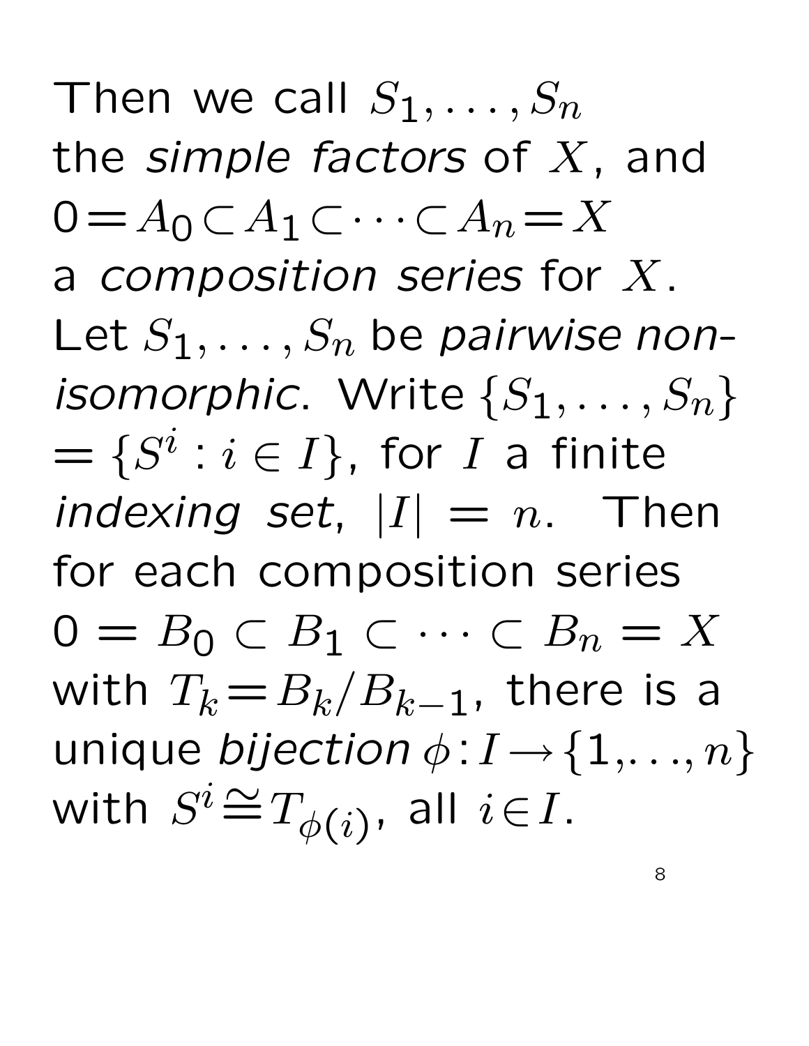Then we call $S_1, \ldots, S_n$ the *simple factors* of $X$, and $0 = A_0 \subset A_1 \subset \cdots \subset A_n = X$ a *composition series* for $X$. Let $S_1, \ldots, S_n$ be *pairwise non-isomorphic*. Write $\{S_1, \ldots, S_n\} = \{S^i : i \in I\}$, for $I$ a finite *indexing set*, $|I| = n$. Then for each composition series $0 = B_0 \subset B_1 \subset \cdots \subset B_n = X$ with $T_k = B_k / B_{k-1}$, there is a unique *bijection* $\phi : I \to \{1, \ldots, n\}$ with $S^i \cong T_{\phi(i)}$, all $i \in I$.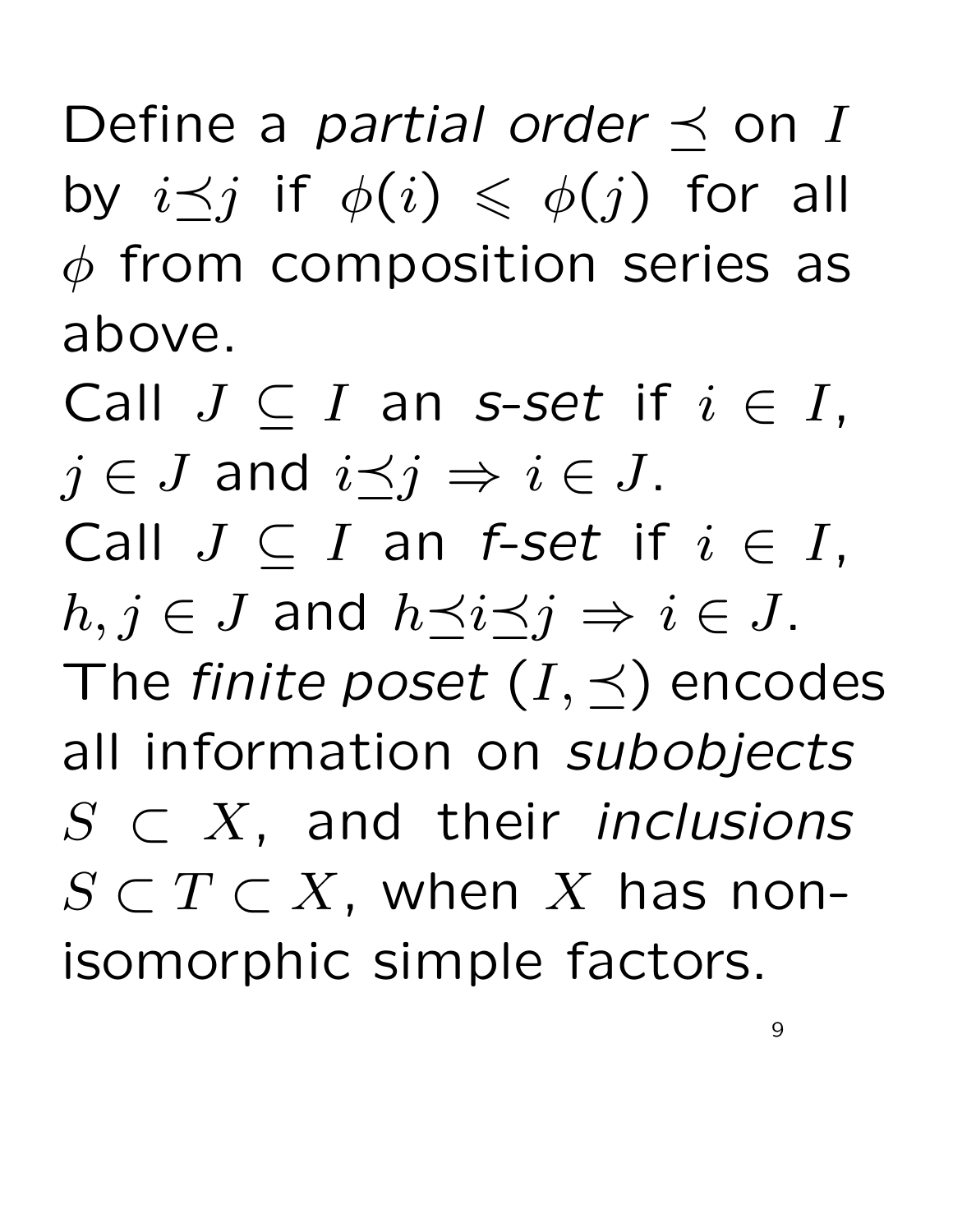Define a *partial order* $\preceq$ on $I$ by $i \preceq j$ if $\phi(i) \leqslant \phi(j)$ for all $\phi$ from composition series as above.

Call $J \subseteq I$ an *s-set* if $i \in I$, $j \in J$ and $i \preceq j \Rightarrow i \in J$.

Call $J \subseteq I$ an *f-set* if $i \in I$, $h, j \in J$ and $h \preceq i \preceq j \Rightarrow i \in J$.

The *finite poset* $(I, \preceq)$ encodes all information on *subobjects* $S \subset X$, and their *inclusions* $S \subset T \subset X$, when $X$ has non-isomorphic simple factors.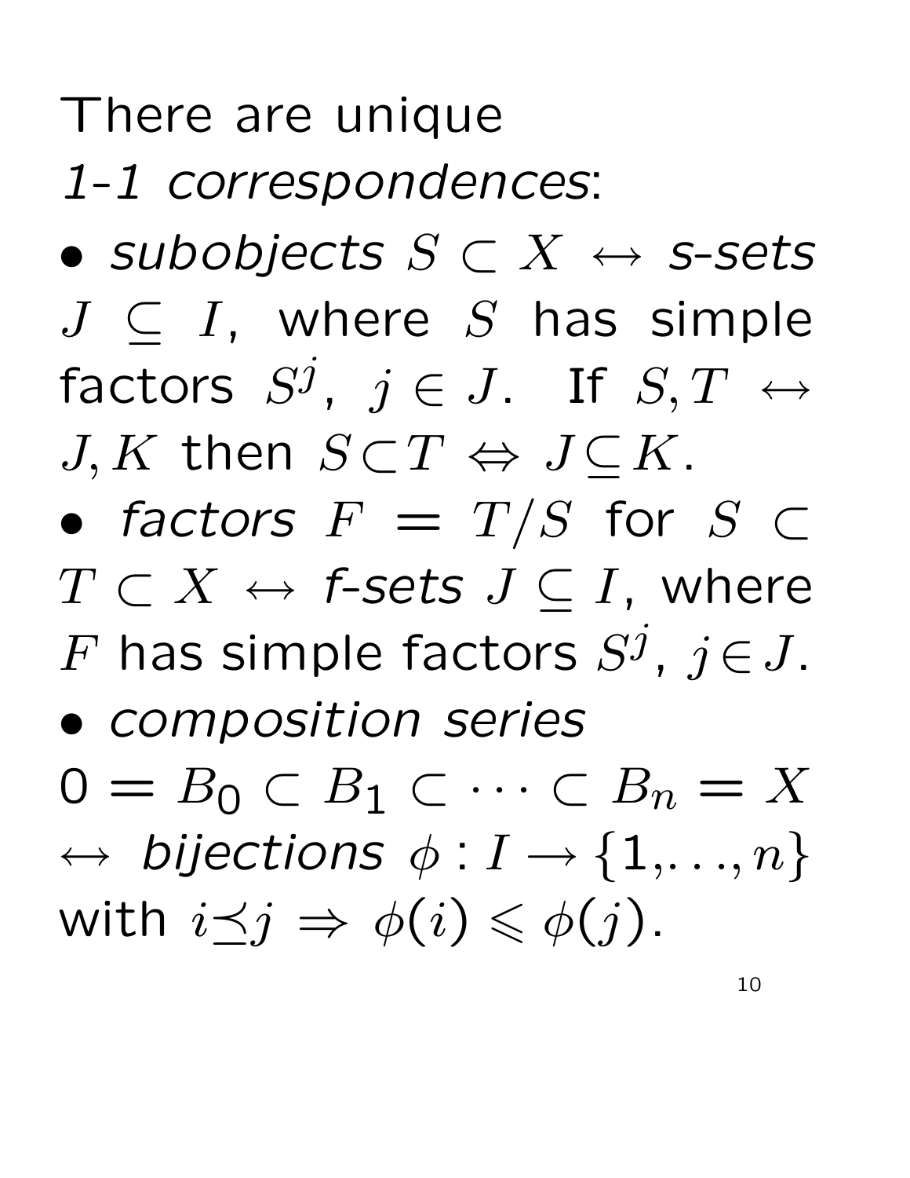There are unique *1-1 correspondences*:

- *subobjects* $S \subset X \leftrightarrow$ *s-sets* $J \subseteq I$, where $S$ has simple factors $S^j$, $j \in J$. If $S, T \leftrightarrow J, K$ then $S \subset T \Leftrightarrow J \subseteq K$.
- *factors* $F = T/S$ for $S \subset T \subset X \leftrightarrow$ *f-sets* $J \subseteq I$, where $F$ has simple factors $S^j$, $j \in J$.
- *composition series* $0 = B_0 \subset B_1 \subset \cdots \subset B_n = X \leftrightarrow$ *bijections* $\phi : I \to \{1, \ldots, n\}$ with $i \preceq j \Rightarrow \phi(i) \leqslant \phi(j)$.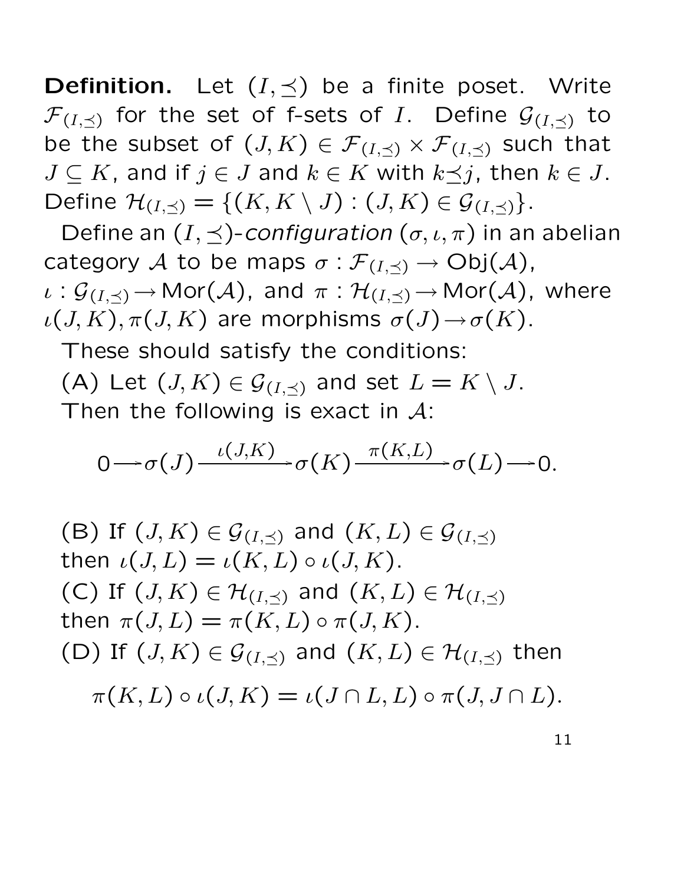**Definition.** Let $(I,\preceq)$ be a finite poset. Write $\mathcal{F}_{(I,\preceq)}$ for the set of f-sets of $I$. Define $\mathcal{G}_{(I,\preceq)}$ to be the subset of $(J,K)\in\mathcal{F}_{(I,\preceq)}\times\mathcal{F}_{(I,\preceq)}$ such that $J\subseteq K$, and if $j\in J$ and $k\in K$ with $k\preceq j$, then $k\in J$. Define $\mathcal{H}_{(I,\preceq)}=\{(K,K\setminus J):(J,K)\in\mathcal{G}_{(I,\preceq)}\}$.

Define an $(I,\preceq)$-*configuration* $(\sigma,\iota,\pi)$ in an abelian category $\mathcal{A}$ to be maps $\sigma:\mathcal{F}_{(I,\preceq)}\to\mathrm{Obj}(\mathcal{A})$, $\iota:\mathcal{G}_{(I,\preceq)}\to\mathrm{Mor}(\mathcal{A})$, and $\pi:\mathcal{H}_{(I,\preceq)}\to\mathrm{Mor}(\mathcal{A})$, where $\iota(J,K),\pi(J,K)$ are morphisms $\sigma(J)\to\sigma(K)$.

These should satisfy the conditions:

(A) Let $(J,K)\in\mathcal{G}_{(I,\preceq)}$ and set $L=K\setminus J$. Then the following is exact in $\mathcal{A}$:

$$0\longrightarrow\sigma(J)\xrightarrow{\iota(J,K)}\sigma(K)\xrightarrow{\pi(K,L)}\sigma(L)\longrightarrow 0.$$

(B) If $(J,K)\in\mathcal{G}_{(I,\preceq)}$ and $(K,L)\in\mathcal{G}_{(I,\preceq)}$ then $\iota(J,L)=\iota(K,L)\circ\iota(J,K)$.

(C) If $(J,K)\in\mathcal{H}_{(I,\preceq)}$ and $(K,L)\in\mathcal{H}_{(I,\preceq)}$ then $\pi(J,L)=\pi(K,L)\circ\pi(J,K)$.

(D) If $(J,K)\in\mathcal{G}_{(I,\preceq)}$ and $(K,L)\in\mathcal{H}_{(I,\preceq)}$ then

$$\pi(K,L)\circ\iota(J,K)=\iota(J\cap L,L)\circ\pi(J,J\cap L).$$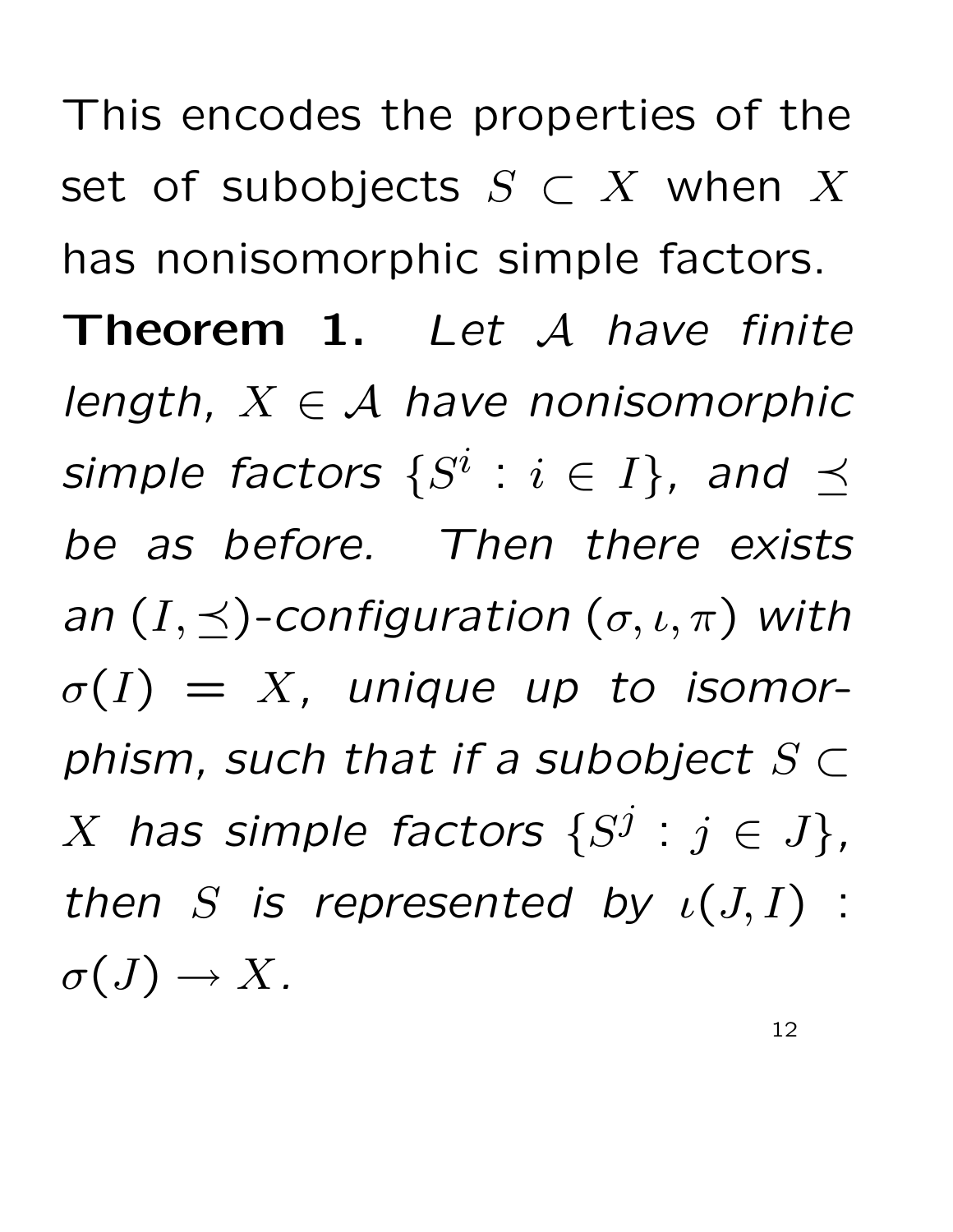This encodes the properties of the set of subobjects $S \subset X$ when $X$ has nonisomorphic simple factors.

**Theorem 1.** *Let $\mathcal{A}$ have finite length, $X \in \mathcal{A}$ have nonisomorphic simple factors $\{S^i : i \in I\}$, and $\preceq$ be as before. Then there exists an $(I, \preceq)$-configuration $(\sigma, \iota, \pi)$ with $\sigma(I) = X$, unique up to isomorphism, such that if a subobject $S \subset X$ has simple factors $\{S^j : j \in J\}$, then $S$ is represented by $\iota(J, I) : \sigma(J) \to X$.*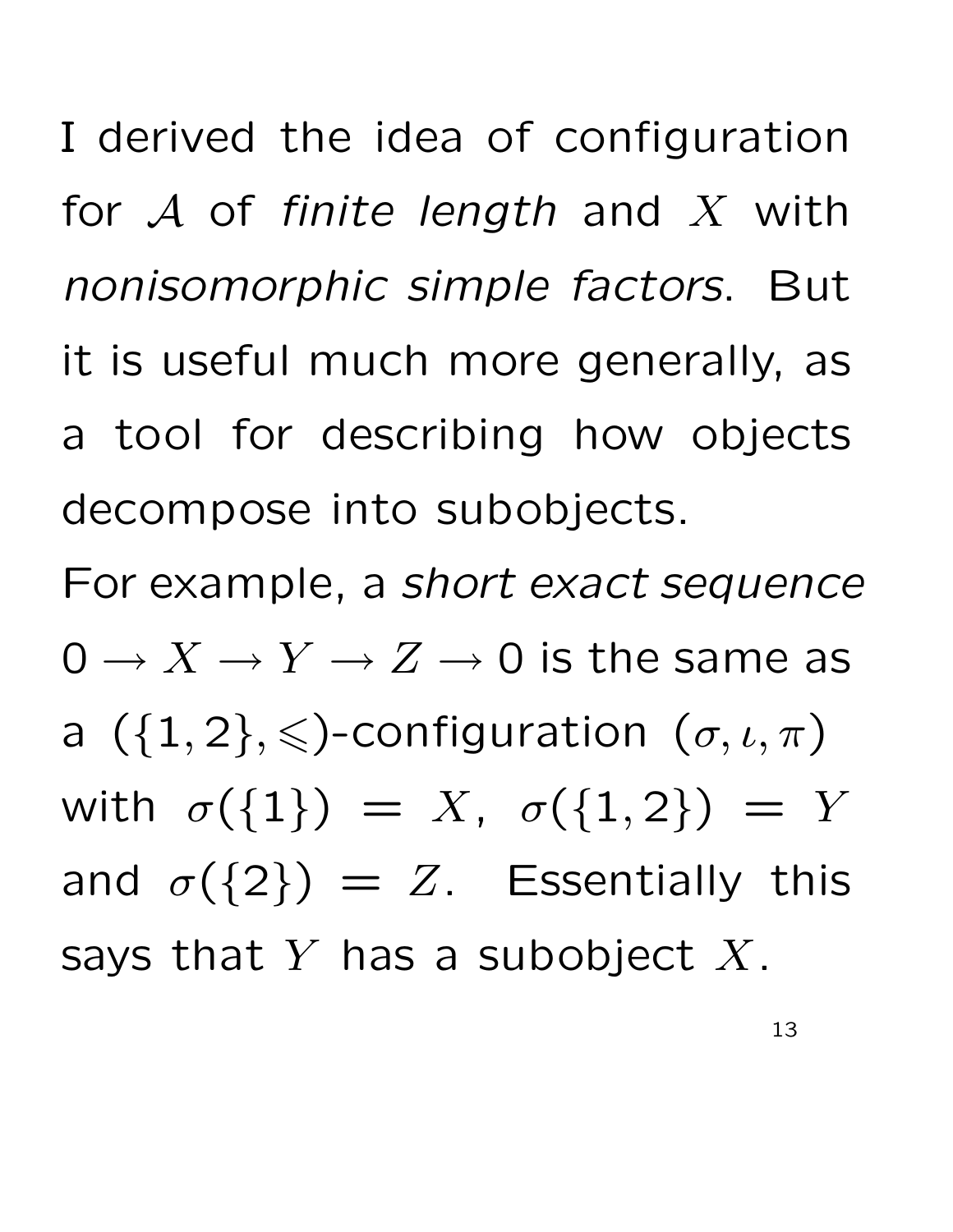I derived the idea of configuration for $\mathcal{A}$ of *finite length* and $X$ with *nonisomorphic simple factors*. But it is useful much more generally, as a tool for describing how objects decompose into subobjects.

For example, a *short exact sequence* $0 \to X \to Y \to Z \to 0$ is the same as a $(\{1,2\},\leqslant)$-configuration $(\sigma,\iota,\pi)$ with $\sigma(\{1\}) = X$, $\sigma(\{1,2\}) = Y$ and $\sigma(\{2\}) = Z$. Essentially this says that $Y$ has a subobject $X$.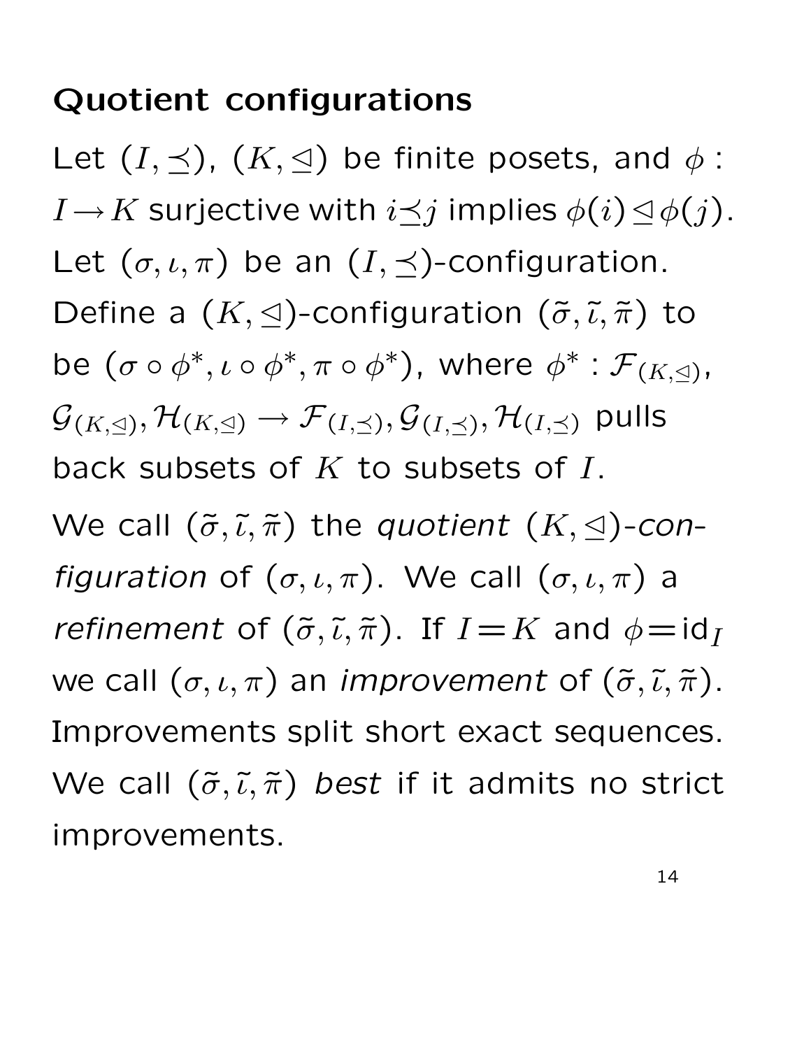## Quotient configurations

Let $(I, \preceq)$, $(K, \trianglelefteq)$ be finite posets, and $\phi : I \to K$ surjective with $i \preceq j$ implies $\phi(i) \trianglelefteq \phi(j)$. Let $(\sigma, \iota, \pi)$ be an $(I, \preceq)$-configuration. Define a $(K, \trianglelefteq)$-configuration $(\tilde{\sigma}, \tilde{\iota}, \tilde{\pi})$ to be $(\sigma \circ \phi^*, \iota \circ \phi^*, \pi \circ \phi^*)$, where $\phi^* : \mathcal{F}_{(K,\trianglelefteq)}, \mathcal{G}_{(K,\trianglelefteq)}, \mathcal{H}_{(K,\trianglelefteq)} \to \mathcal{F}_{(I,\preceq)}, \mathcal{G}_{(I,\preceq)}, \mathcal{H}_{(I,\preceq)}$ pulls back subsets of $K$ to subsets of $I$.

We call $(\tilde{\sigma}, \tilde{\iota}, \tilde{\pi})$ the *quotient* $(K, \trianglelefteq)$*-configuration* of $(\sigma, \iota, \pi)$. We call $(\sigma, \iota, \pi)$ a *refinement* of $(\tilde{\sigma}, \tilde{\iota}, \tilde{\pi})$. If $I = K$ and $\phi = \mathrm{id}_I$ we call $(\sigma, \iota, \pi)$ an *improvement* of $(\tilde{\sigma}, \tilde{\iota}, \tilde{\pi})$. Improvements split short exact sequences. We call $(\tilde{\sigma}, \tilde{\iota}, \tilde{\pi})$ *best* if it admits no strict improvements.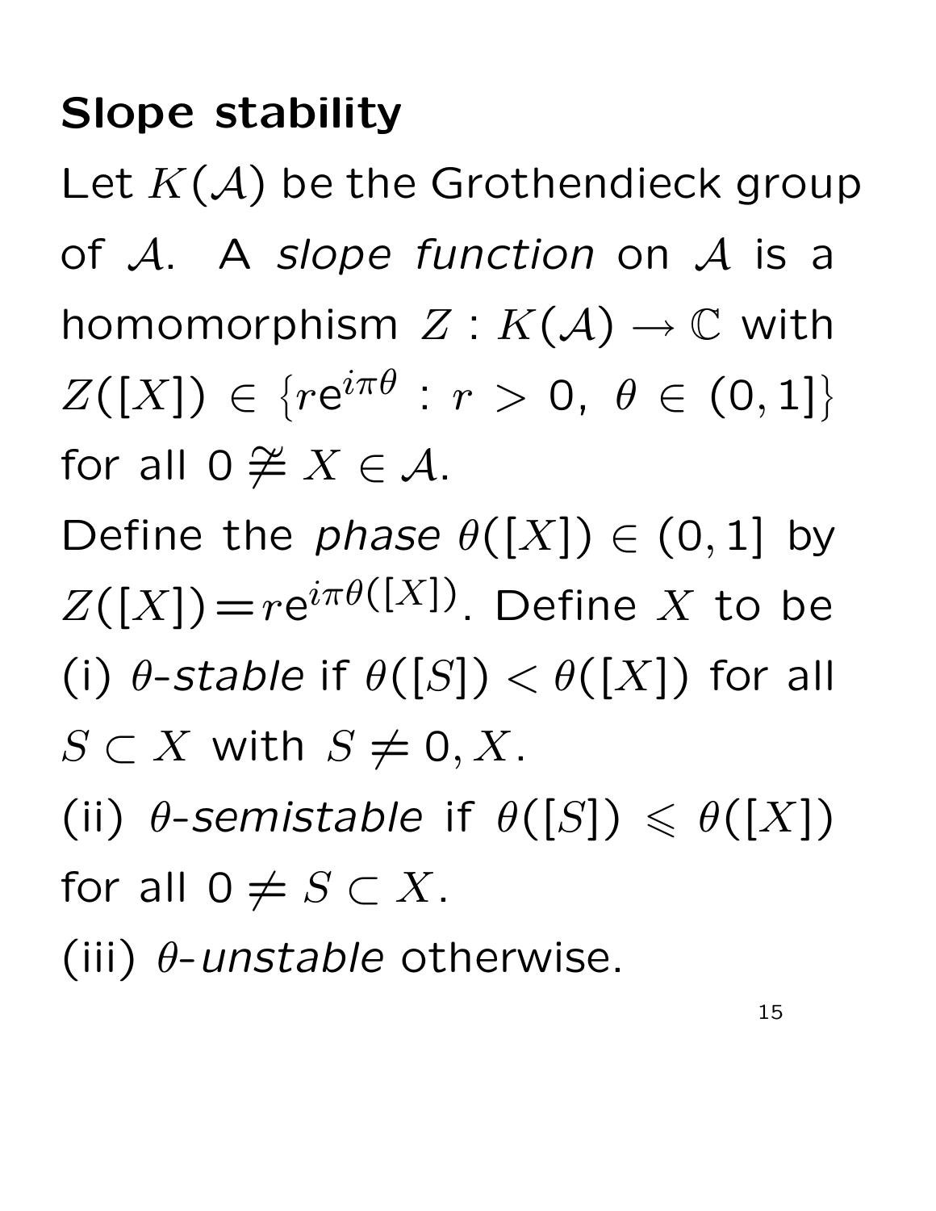## Slope stability

Let $K(\mathcal{A})$ be the Grothendieck group of $\mathcal{A}$. A *slope function* on $\mathcal{A}$ is a homomorphism $Z : K(\mathcal{A}) \to \mathbb{C}$ with $Z([X]) \in \{r\mathrm{e}^{i\pi\theta} : r > 0,\ \theta \in (0,1]\}$ for all $0 \not\cong X \in \mathcal{A}$.

Define the *phase* $\theta([X]) \in (0,1]$ by $Z([X]) = r\mathrm{e}^{i\pi\theta([X])}$. Define $X$ to be

(i) *$\theta$-stable* if $\theta([S]) < \theta([X])$ for all $S \subset X$ with $S \neq 0, X$.

(ii) *$\theta$-semistable* if $\theta([S]) \leqslant \theta([X])$ for all $0 \neq S \subset X$.

(iii) *$\theta$-unstable* otherwise.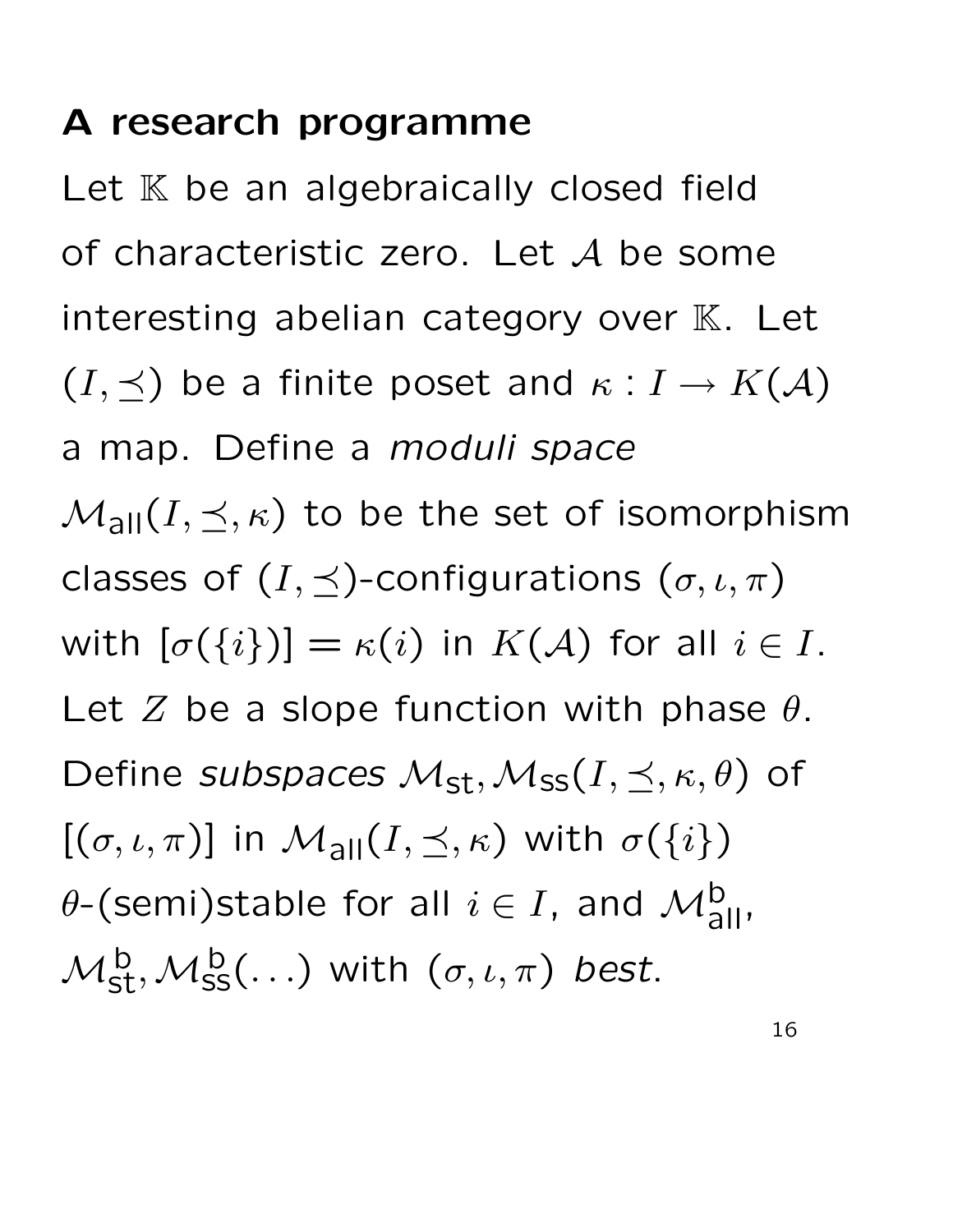## A research programme

Let $\mathbb{K}$ be an algebraically closed field of characteristic zero. Let $\mathcal{A}$ be some interesting abelian category over $\mathbb{K}$. Let $(I, \preceq)$ be a finite poset and $\kappa : I \to K(\mathcal{A})$ a map. Define a *moduli space* $\mathcal{M}_{\mathrm{all}}(I, \preceq, \kappa)$ to be the set of isomorphism classes of $(I, \preceq)$-configurations $(\sigma, \iota, \pi)$ with $[\sigma(\{i\})] = \kappa(i)$ in $K(\mathcal{A})$ for all $i \in I$. Let $Z$ be a slope function with phase $\theta$. Define *subspaces* $\mathcal{M}_{\mathrm{st}}, \mathcal{M}_{\mathrm{ss}}(I, \preceq, \kappa, \theta)$ of $[(\sigma, \iota, \pi)]$ in $\mathcal{M}_{\mathrm{all}}(I, \preceq, \kappa)$ with $\sigma(\{i\})$ $\theta$-(semi)stable for all $i \in I$, and $\mathcal{M}_{\mathrm{all}}^{\mathrm{b}}$, $\mathcal{M}_{\mathrm{st}}^{\mathrm{b}}, \mathcal{M}_{\mathrm{ss}}^{\mathrm{b}}(\ldots)$ with $(\sigma, \iota, \pi)$ *best*.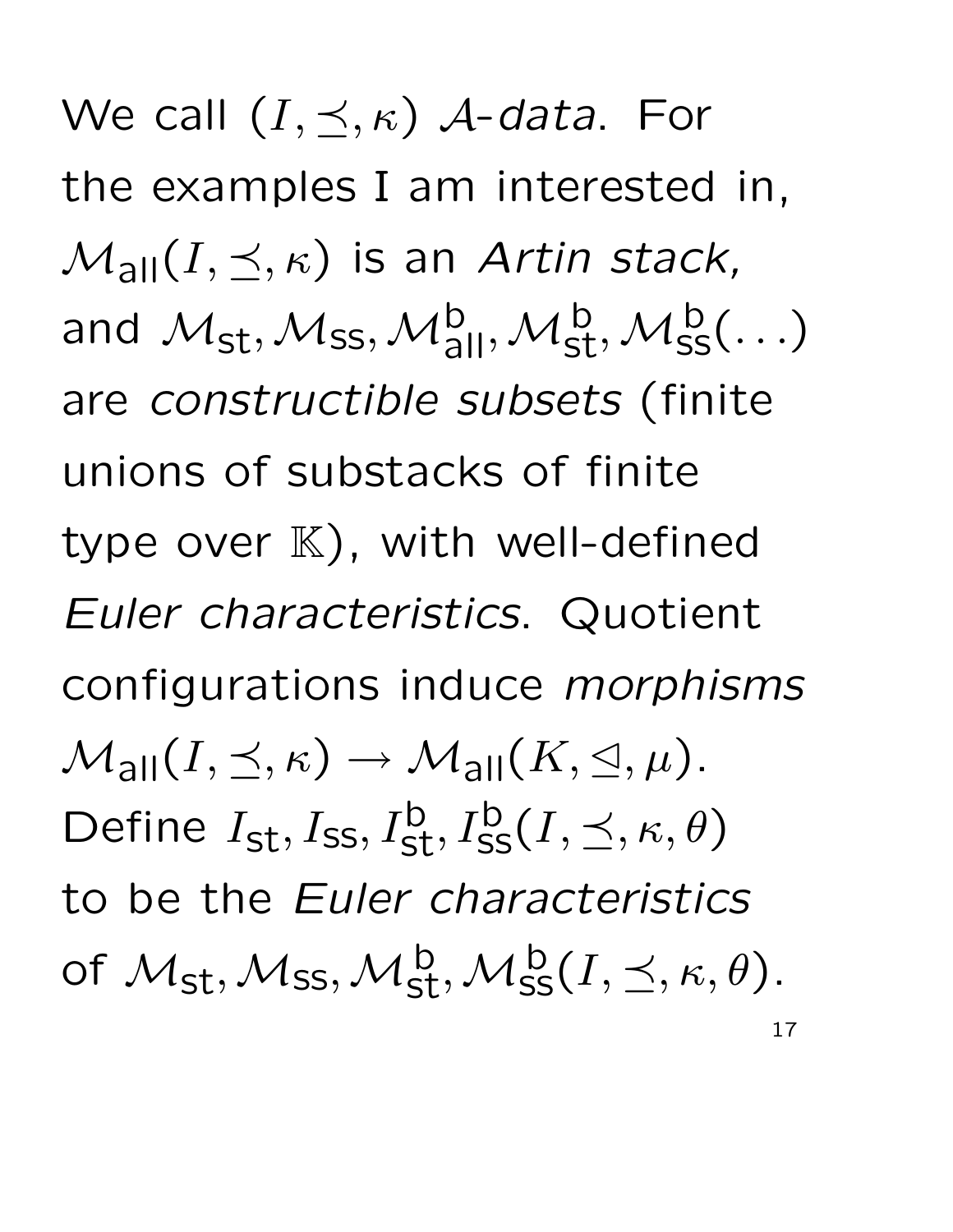We call $(I, \preceq, \kappa)$ $\mathcal{A}$-*data*. For the examples I am interested in, $\mathcal{M}_{\rm all}(I, \preceq, \kappa)$ is an *Artin stack,* and $\mathcal{M}_{\rm st}, \mathcal{M}_{\rm ss}, \mathcal{M}_{\rm all}^{\rm b}, \mathcal{M}_{\rm st}^{\rm b}, \mathcal{M}_{\rm ss}^{\rm b}(\ldots)$ are *constructible subsets* (finite unions of substacks of finite type over $\mathbb{K}$), with well-defined *Euler characteristics*. Quotient configurations induce *morphisms* $\mathcal{M}_{\rm all}(I, \preceq, \kappa) \to \mathcal{M}_{\rm all}(K, \trianglelefteq, \mu)$. Define $I_{\rm st}, I_{\rm ss}, I_{\rm st}^{\rm b}, I_{\rm ss}^{\rm b}(I, \preceq, \kappa, \theta)$ to be the *Euler characteristics* of $\mathcal{M}_{\rm st}, \mathcal{M}_{\rm ss}, \mathcal{M}_{\rm st}^{\rm b}, \mathcal{M}_{\rm ss}^{\rm b}(I, \preceq, \kappa, \theta)$.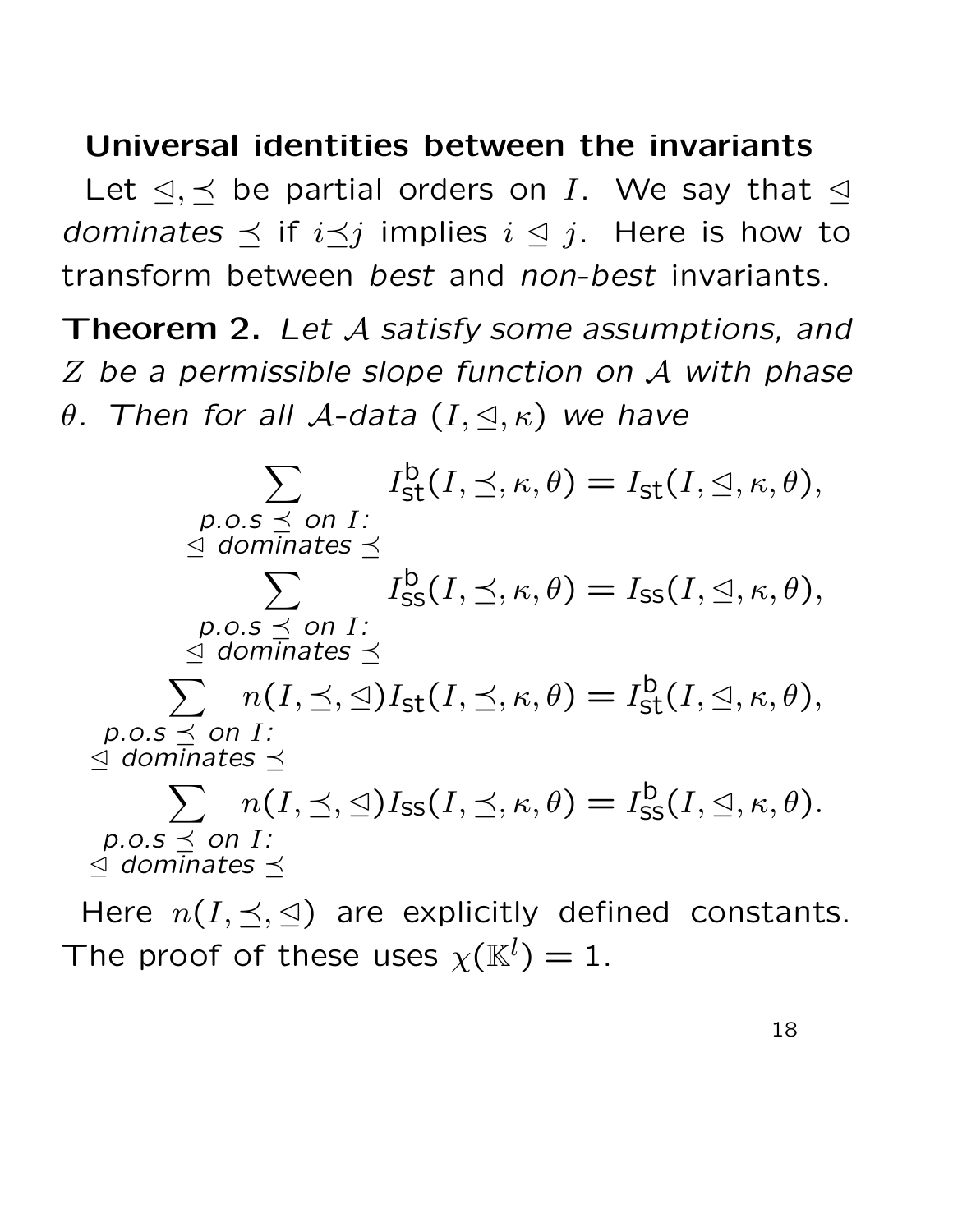**Universal identities between the invariants**

Let $\trianglelefteq, \preceq$ be partial orders on $I$. We say that $\trianglelefteq$ *dominates* $\preceq$ if $i \preceq j$ implies $i \trianglelefteq j$. Here is how to transform between *best* and *non-best* invariants.

**Theorem 2.** *Let $\mathcal{A}$ satisfy some assumptions, and $Z$ be a permissible slope function on $\mathcal{A}$ with phase $\theta$. Then for all $\mathcal{A}$-data $(I, \trianglelefteq, \kappa)$ we have*

$$\sum_{\substack{\text{p.o.s } \preceq \text{ on } I: \\ \trianglelefteq \text{ dominates } \preceq}} I^{\mathrm{b}}_{\mathrm{st}}(I, \preceq, \kappa, \theta) = I_{\mathrm{st}}(I, \trianglelefteq, \kappa, \theta),$$

$$\sum_{\substack{\text{p.o.s } \preceq \text{ on } I: \\ \trianglelefteq \text{ dominates } \preceq}} I^{\mathrm{b}}_{\mathrm{ss}}(I, \preceq, \kappa, \theta) = I_{\mathrm{ss}}(I, \trianglelefteq, \kappa, \theta),$$

$$\sum_{\substack{\text{p.o.s } \preceq \text{ on } I: \\ \trianglelefteq \text{ dominates } \preceq}} n(I, \preceq, \trianglelefteq) I_{\mathrm{st}}(I, \preceq, \kappa, \theta) = I^{\mathrm{b}}_{\mathrm{st}}(I, \trianglelefteq, \kappa, \theta),$$

$$\sum_{\substack{\text{p.o.s } \preceq \text{ on } I: \\ \trianglelefteq \text{ dominates } \preceq}} n(I, \preceq, \trianglelefteq) I_{\mathrm{ss}}(I, \preceq, \kappa, \theta) = I^{\mathrm{b}}_{\mathrm{ss}}(I, \trianglelefteq, \kappa, \theta).$$

Here $n(I, \preceq, \trianglelefteq)$ are explicitly defined constants. The proof of these uses $\chi(\mathbb{K}^l) = 1$.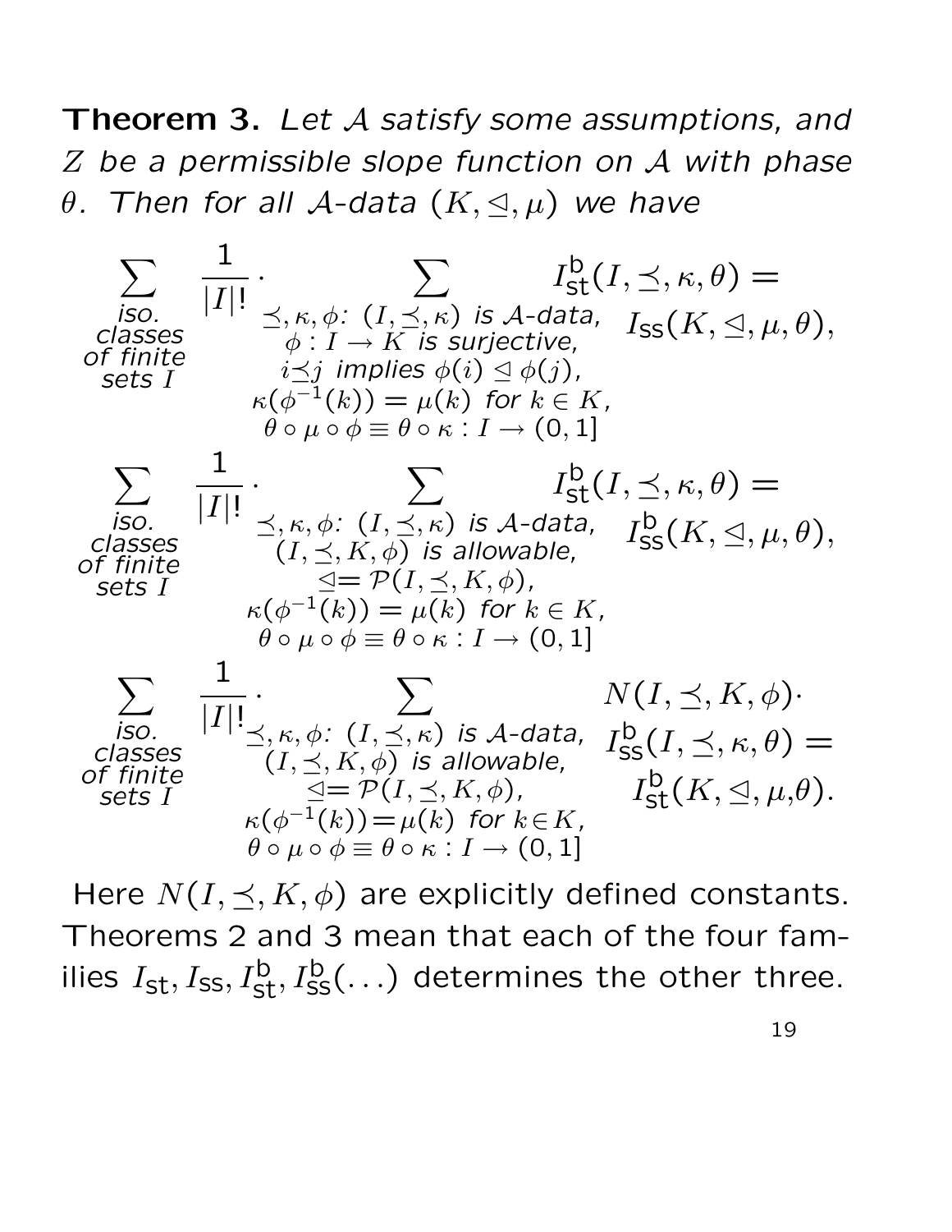**Theorem 3.** *Let $\mathcal{A}$ satisfy some assumptions, and $Z$ be a permissible slope function on $\mathcal{A}$ with phase $\theta$. Then for all $\mathcal{A}$-data $(K, \trianglelefteq, \mu)$ we have*

$$\sum_{\substack{\text{iso. classes}\\ \text{of finite}\\ \text{sets } I}} \frac{1}{|I|!} \cdot \sum_{\substack{\preceq, \kappa, \phi:\ (I, \preceq, \kappa) \text{ is } \mathcal{A}\text{-data},\\ \phi : I \to K \text{ is surjective},\\ i \preceq j \text{ implies } \phi(i) \trianglelefteq \phi(j),\\ \kappa(\phi^{-1}(k)) = \mu(k) \text{ for } k \in K,\\ \theta \circ \mu \circ \phi \equiv \theta \circ \kappa : I \to (0,1]}} I^{\mathsf{b}}_{\mathsf{st}}(I, \preceq, \kappa, \theta) = I_{\mathsf{ss}}(K, \trianglelefteq, \mu, \theta),$$

$$\sum_{\substack{\text{iso. classes}\\ \text{of finite}\\ \text{sets } I}} \frac{1}{|I|!} \cdot \sum_{\substack{\preceq, \kappa, \phi:\ (I, \preceq, \kappa) \text{ is } \mathcal{A}\text{-data},\\ (I, \preceq, K, \phi) \text{ is allowable},\\ \trianglelefteq = \mathcal{P}(I, \preceq, K, \phi),\\ \kappa(\phi^{-1}(k)) = \mu(k) \text{ for } k \in K,\\ \theta \circ \mu \circ \phi \equiv \theta \circ \kappa : I \to (0,1]}} I^{\mathsf{b}}_{\mathsf{st}}(I, \preceq, \kappa, \theta) = I^{\mathsf{b}}_{\mathsf{ss}}(K, \trianglelefteq, \mu, \theta),$$

$$\sum_{\substack{\text{iso. classes}\\ \text{of finite}\\ \text{sets } I}} \frac{1}{|I|!} \cdot \sum_{\substack{\preceq, \kappa, \phi:\ (I, \preceq, \kappa) \text{ is } \mathcal{A}\text{-data},\\ (I, \preceq, K, \phi) \text{ is allowable},\\ \trianglelefteq = \mathcal{P}(I, \preceq, K, \phi),\\ \kappa(\phi^{-1}(k)) = \mu(k) \text{ for } k \in K,\\ \theta \circ \mu \circ \phi \equiv \theta \circ \kappa : I \to (0,1]}} N(I, \preceq, K, \phi) \cdot I^{\mathsf{b}}_{\mathsf{ss}}(I, \preceq, \kappa, \theta) = I^{\mathsf{b}}_{\mathsf{st}}(K, \trianglelefteq, \mu, \theta).$$

Here $N(I, \preceq, K, \phi)$ are explicitly defined constants. Theorems 2 and 3 mean that each of the four families $I_{\mathsf{st}}, I_{\mathsf{ss}}, I^{\mathsf{b}}_{\mathsf{st}}, I^{\mathsf{b}}_{\mathsf{ss}}(\ldots)$ determines the other three.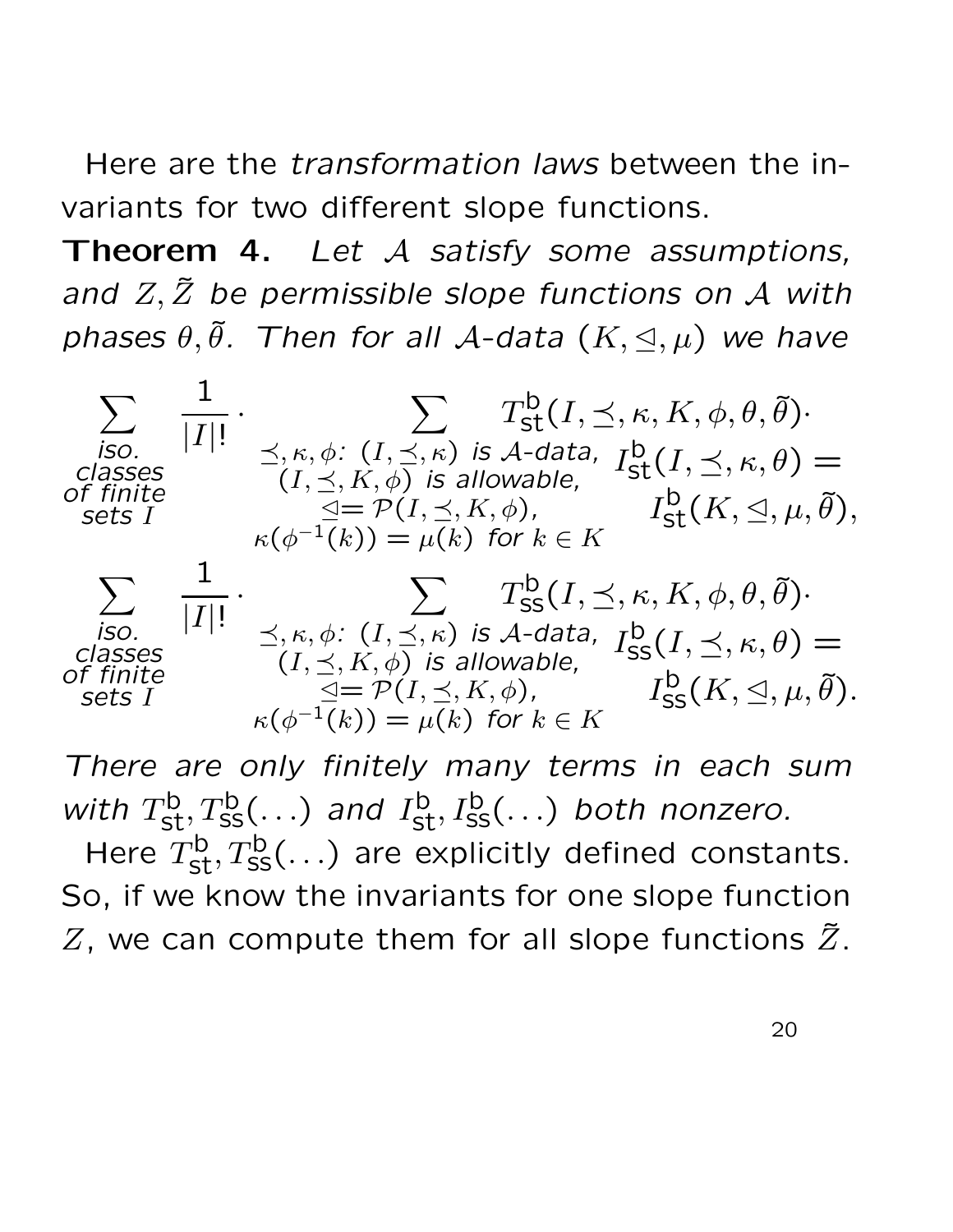Here are the *transformation laws* between the invariants for two different slope functions.

**Theorem 4.** *Let $\mathcal{A}$ satisfy some assumptions, and $Z, \tilde{Z}$ be permissible slope functions on $\mathcal{A}$ with phases $\theta, \tilde{\theta}$. Then for all $\mathcal{A}$-data $(K, \trianglelefteq, \mu)$ we have*

$$\sum_{\substack{\text{iso.}\\ \text{classes}\\ \text{of finite}\\ \text{sets } I}} \frac{1}{|I|!} \cdot \sum_{\substack{\preceq, \kappa, \phi:\ (I,\preceq,\kappa) \text{ is } \mathcal{A}\text{-data},\\ (I,\preceq,K,\phi) \text{ is allowable},\\ \trianglelefteq = \mathcal{P}(I,\preceq,K,\phi),\\ \kappa(\phi^{-1}(k)) = \mu(k) \text{ for } k \in K}} T_{\mathrm{st}}^{\mathrm{b}}(I,\preceq,\kappa,K,\phi,\theta,\tilde{\theta}) \cdot I_{\mathrm{st}}^{\mathrm{b}}(I,\preceq,\kappa,\theta) = I_{\mathrm{st}}^{\mathrm{b}}(K,\trianglelefteq,\mu,\tilde{\theta}),$$

$$\sum_{\substack{\text{iso.}\\ \text{classes}\\ \text{of finite}\\ \text{sets } I}} \frac{1}{|I|!} \cdot \sum_{\substack{\preceq, \kappa, \phi:\ (I,\preceq,\kappa) \text{ is } \mathcal{A}\text{-data},\\ (I,\preceq,K,\phi) \text{ is allowable},\\ \trianglelefteq = \mathcal{P}(I,\preceq,K,\phi),\\ \kappa(\phi^{-1}(k)) = \mu(k) \text{ for } k \in K}} T_{\mathrm{ss}}^{\mathrm{b}}(I,\preceq,\kappa,K,\phi,\theta,\tilde{\theta}) \cdot I_{\mathrm{ss}}^{\mathrm{b}}(I,\preceq,\kappa,\theta) = I_{\mathrm{ss}}^{\mathrm{b}}(K,\trianglelefteq,\mu,\tilde{\theta}).$$

*There are only finitely many terms in each sum with $T_{\mathrm{st}}^{\mathrm{b}}, T_{\mathrm{ss}}^{\mathrm{b}}(\ldots)$ and $I_{\mathrm{st}}^{\mathrm{b}}, I_{\mathrm{ss}}^{\mathrm{b}}(\ldots)$ both nonzero.*

Here $T_{\mathrm{st}}^{\mathrm{b}}, T_{\mathrm{ss}}^{\mathrm{b}}(\ldots)$ are explicitly defined constants. So, if we know the invariants for one slope function $Z$, we can compute them for all slope functions $\tilde{Z}$.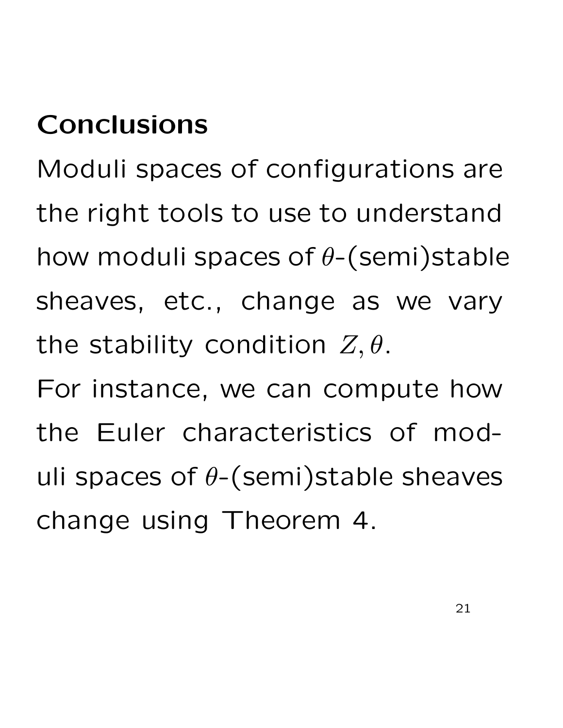## Conclusions

Moduli spaces of configurations are the right tools to use to understand how moduli spaces of $\theta$-(semi)stable sheaves, etc., change as we vary the stability condition $Z, \theta$.

For instance, we can compute how the Euler characteristics of moduli spaces of $\theta$-(semi)stable sheaves change using Theorem 4.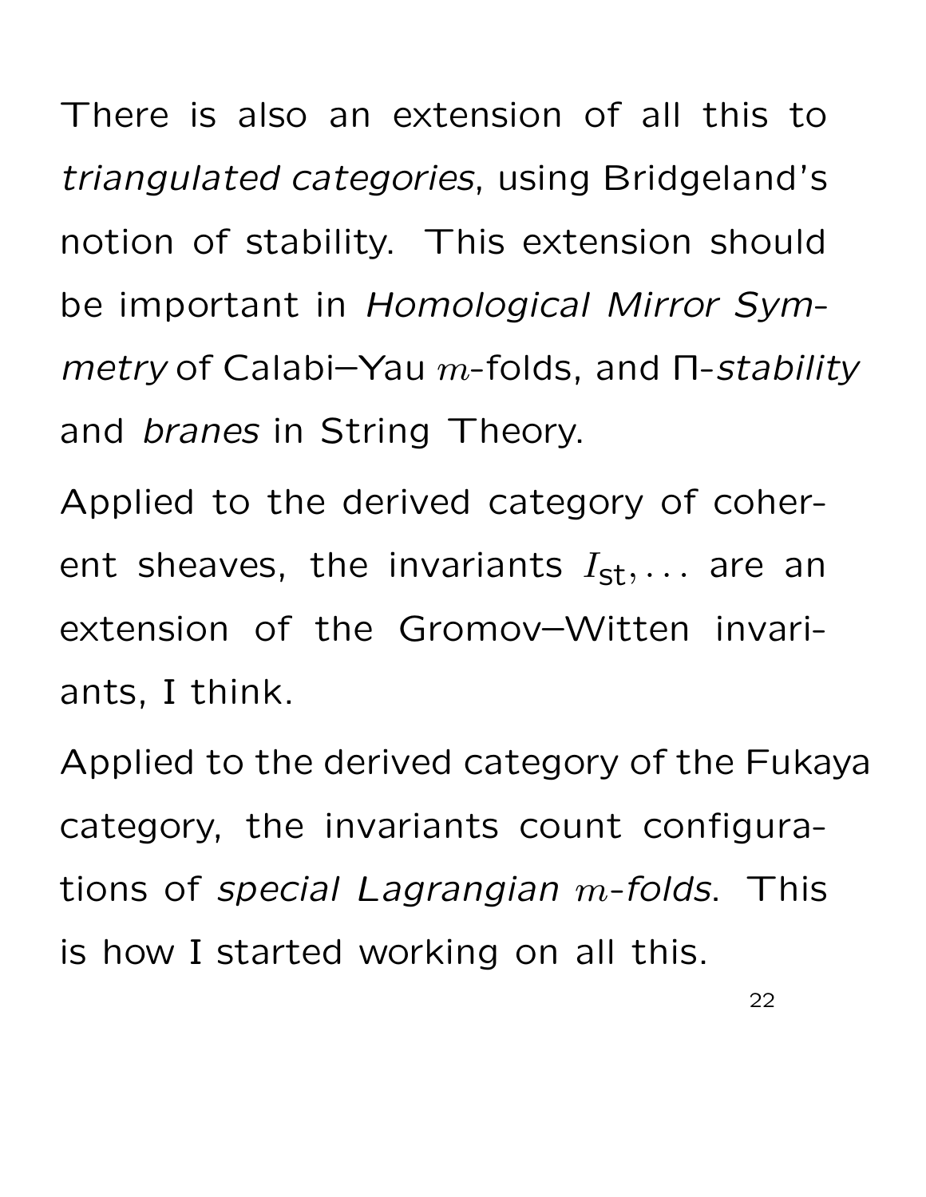There is also an extension of all this to *triangulated categories*, using Bridgeland's notion of stability. This extension should be important in *Homological Mirror Symmetry* of Calabi–Yau $m$-folds, and Π-*stability* and *branes* in String Theory.

Applied to the derived category of coherent sheaves, the invariants $I_{\mathrm{st}}, \ldots$ are an extension of the Gromov–Witten invariants, I think.

Applied to the derived category of the Fukaya category, the invariants count configurations of *special Lagrangian* $m$-*folds*. This is how I started working on all this.